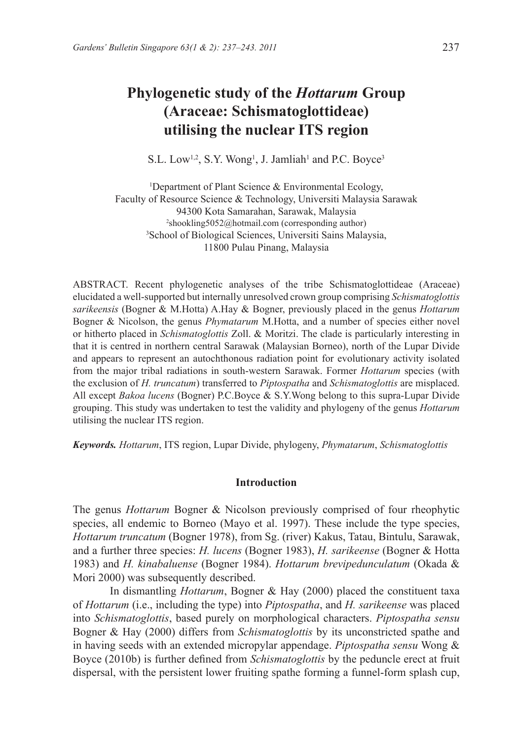# Phylogenetic study of the *Hottarum* Group (Araceae: Schismatoglottideae) utilising the nuclear ITS region

S.L. Low[1,2], S.Y. Wong[1], J. Jamliah[1] and P.C. Boyce[3]

[1]Department of Plant Science & Environmental Ecology,
Faculty of Resource Science & Technology, Universiti Malaysia Sarawak
94300 Kota Samarahan, Sarawak, Malaysia
[2]shookling5052@hotmail.com (corresponding author)
[3]School of Biological Sciences, Universiti Sains Malaysia,
11800 Pulau Pinang, Malaysia

ABSTRACT. Recent phylogenetic analyses of the tribe Schismatoglottideae (Araceae) elucidated a well-supported but internally unresolved crown group comprising *Schismatoglottis sarikeensis* (Bogner & M.Hotta) A.Hay & Bogner, previously placed in the genus *Hottarum* Bogner & Nicolson, the genus *Phymatarum* M.Hotta, and a number of species either novel or hitherto placed in *Schismatoglottis* Zoll. & Moritzi. The clade is particularly interesting in that it is centred in northern central Sarawak (Malaysian Borneo), north of the Lupar Divide and appears to represent an autochthonous radiation point for evolutionary activity isolated from the major tribal radiations in south-western Sarawak. Former *Hottarum* species (with the exclusion of *H. truncatum*) transferred to *Piptospatha* and *Schismatoglottis* are misplaced. All except *Bakoa lucens* (Bogner) P.C.Boyce & S.Y.Wong belong to this supra-Lupar Divide grouping. This study was undertaken to test the validity and phylogeny of the genus *Hottarum* utilising the nuclear ITS region.

***Keywords.*** *Hottarum*, ITS region, Lupar Divide, phylogeny, *Phymatarum*, *Schismatoglottis*

## Introduction

The genus *Hottarum* Bogner & Nicolson previously comprised of four rheophytic species, all endemic to Borneo (Mayo et al. 1997). These include the type species, *Hottarum truncatum* (Bogner 1978), from Sg. (river) Kakus, Tatau, Bintulu, Sarawak, and a further three species: *H. lucens* (Bogner 1983), *H. sarikeense* (Bogner & Hotta 1983) and *H. kinabaluense* (Bogner 1984). *Hottarum brevipedunculatum* (Okada & Mori 2000) was subsequently described.

In dismantling *Hottarum*, Bogner & Hay (2000) placed the constituent taxa of *Hottarum* (i.e., including the type) into *Piptospatha*, and *H. sarikeense* was placed into *Schismatoglottis*, based purely on morphological characters. *Piptospatha sensu* Bogner & Hay (2000) differs from *Schismatoglottis* by its unconstricted spathe and in having seeds with an extended micropylar appendage. *Piptospatha sensu* Wong & Boyce (2010b) is further defined from *Schismatoglottis* by the peduncle erect at fruit dispersal, with the persistent lower fruiting spathe forming a funnel-form splash cup,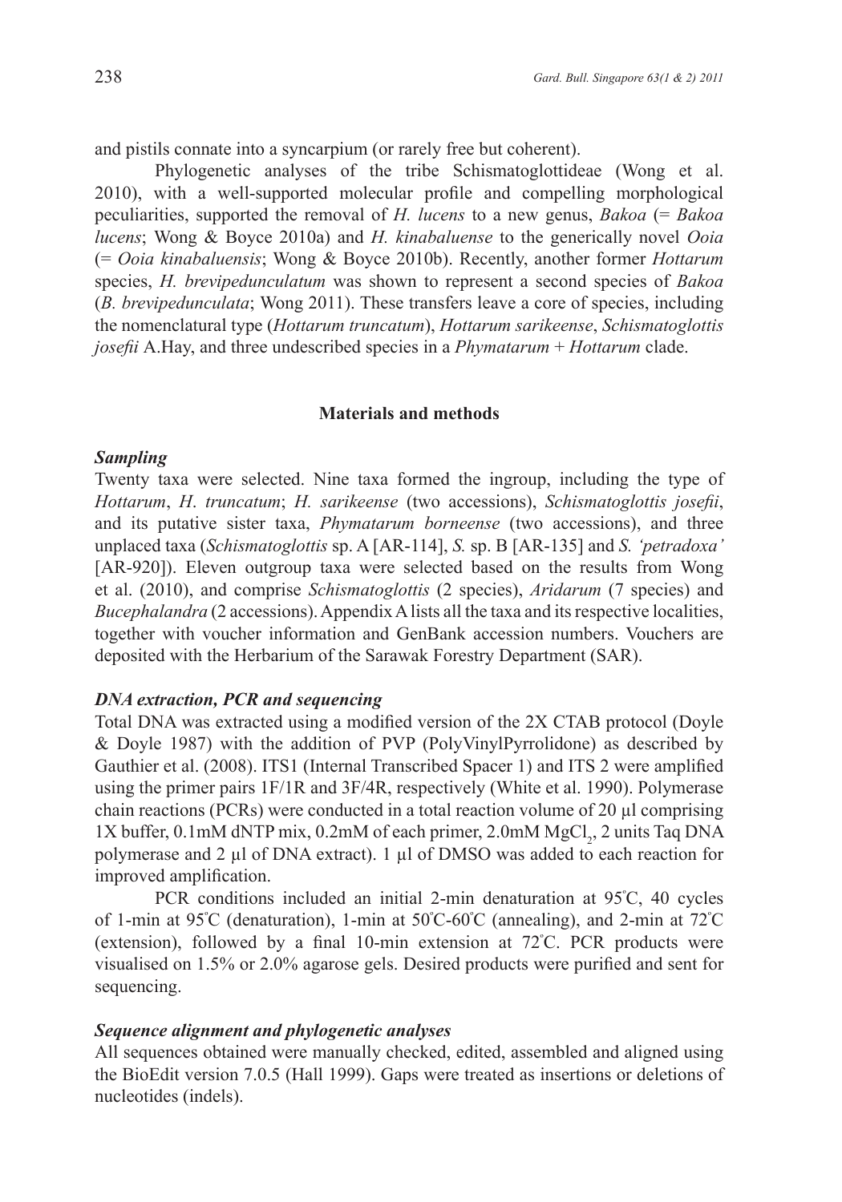and pistils connate into a syncarpium (or rarely free but coherent).

Phylogenetic analyses of the tribe Schismatoglottideae (Wong et al. 2010), with a well-supported molecular profile and compelling morphological peculiarities, supported the removal of *H. lucens* to a new genus, *Bakoa* (= *Bakoa lucens*; Wong & Boyce 2010a) and *H. kinabaluense* to the generically novel *Ooia* (= *Ooia kinabaluensis*; Wong & Boyce 2010b). Recently, another former *Hottarum* species, *H. brevipedunculatum* was shown to represent a second species of *Bakoa* (*B. brevipedunculata*; Wong 2011). These transfers leave a core of species, including the nomenclatural type (*Hottarum truncatum*), *Hottarum sarikeense*, *Schismatoglottis josefii* A.Hay, and three undescribed species in a *Phymatarum* + *Hottarum* clade.

## Materials and methods

### *Sampling*

Twenty taxa were selected. Nine taxa formed the ingroup, including the type of *Hottarum*, *H. truncatum*; *H. sarikeense* (two accessions), *Schismatoglottis josefii*, and its putative sister taxa, *Phymatarum borneense* (two accessions), and three unplaced taxa (*Schismatoglottis* sp. A [AR-114], *S.* sp. B [AR-135] and *S. 'petradoxa'* [AR-920]). Eleven outgroup taxa were selected based on the results from Wong et al. (2010), and comprise *Schismatoglottis* (2 species), *Aridarum* (7 species) and *Bucephalandra* (2 accessions). Appendix A lists all the taxa and its respective localities, together with voucher information and GenBank accession numbers. Vouchers are deposited with the Herbarium of the Sarawak Forestry Department (SAR).

### *DNA extraction, PCR and sequencing*

Total DNA was extracted using a modified version of the 2X CTAB protocol (Doyle & Doyle 1987) with the addition of PVP (PolyVinylPyrrolidone) as described by Gauthier et al. (2008). ITS1 (Internal Transcribed Spacer 1) and ITS 2 were amplified using the primer pairs 1F/1R and 3F/4R, respectively (White et al. 1990). Polymerase chain reactions (PCRs) were conducted in a total reaction volume of 20 µl comprising 1X buffer, 0.1mM dNTP mix, 0.2mM of each primer, 2.0mM $MgCl_2$, 2 units Taq DNA polymerase and 2 µl of DNA extract). 1 µl of DMSO was added to each reaction for improved amplification.

PCR conditions included an initial 2-min denaturation at 95°C, 40 cycles of 1-min at 95°C (denaturation), 1-min at 50°C-60°C (annealing), and 2-min at 72°C (extension), followed by a final 10-min extension at 72°C. PCR products were visualised on 1.5% or 2.0% agarose gels. Desired products were purified and sent for sequencing.

### *Sequence alignment and phylogenetic analyses*

All sequences obtained were manually checked, edited, assembled and aligned using the BioEdit version 7.0.5 (Hall 1999). Gaps were treated as insertions or deletions of nucleotides (indels).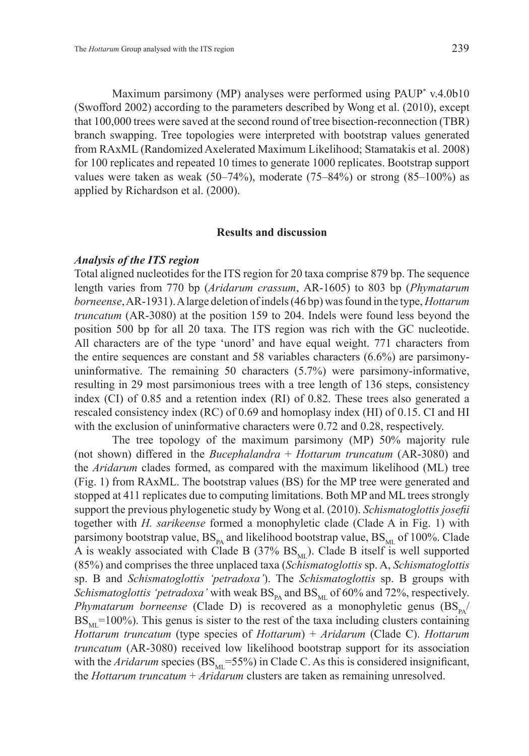Maximum parsimony (MP) analyses were performed using PAUP* v.4.0b10 (Swofford 2002) according to the parameters described by Wong et al. (2010), except that 100,000 trees were saved at the second round of tree bisection-reconnection (TBR) branch swapping. Tree topologies were interpreted with bootstrap values generated from RAxML (Randomized Axelerated Maximum Likelihood; Stamatakis et al. 2008) for 100 replicates and repeated 10 times to generate 1000 replicates. Bootstrap support values were taken as weak (50–74%), moderate (75–84%) or strong (85–100%) as applied by Richardson et al. (2000).

## Results and discussion

### *Analysis of the ITS region*

Total aligned nucleotides for the ITS region for 20 taxa comprise 879 bp. The sequence length varies from 770 bp (*Aridarum crassum*, AR-1605) to 803 bp (*Phymatarum borneense*, AR-1931). A large deletion of indels (46 bp) was found in the type, *Hottarum truncatum* (AR-3080) at the position 159 to 204. Indels were found less beyond the position 500 bp for all 20 taxa. The ITS region was rich with the GC nucleotide. All characters are of the type 'unord' and have equal weight. 771 characters from the entire sequences are constant and 58 variables characters (6.6%) are parsimony-uninformative. The remaining 50 characters (5.7%) were parsimony-informative, resulting in 29 most parsimonious trees with a tree length of 136 steps, consistency index (CI) of 0.85 and a retention index (RI) of 0.82. These trees also generated a rescaled consistency index (RC) of 0.69 and homoplasy index (HI) of 0.15. CI and HI with the exclusion of uninformative characters were 0.72 and 0.28, respectively.

The tree topology of the maximum parsimony (MP) 50% majority rule (not shown) differed in the *Bucephalandra* + *Hottarum truncatum* (AR-3080) and the *Aridarum* clades formed, as compared with the maximum likelihood (ML) tree (Fig. 1) from RAxML. The bootstrap values (BS) for the MP tree were generated and stopped at 411 replicates due to computing limitations. Both MP and ML trees strongly support the previous phylogenetic study by Wong et al. (2010). *Schismatoglottis josefii* together with *H. sarikeense* formed a monophyletic clade (Clade A in Fig. 1) with parsimony bootstrap value, $BS_{PA}$ and likelihood bootstrap value, $BS_{ML}$ of 100%. Clade A is weakly associated with Clade B (37% $BS_{ML}$). Clade B itself is well supported (85%) and comprises the three unplaced taxa (*Schismatoglottis* sp. A, *Schismatoglottis* sp. B and *Schismatoglottis 'petradoxa'*). The *Schismatoglottis* sp. B groups with *Schismatoglottis 'petradoxa'* with weak $BS_{PA}$ and $BS_{ML}$ of 60% and 72%, respectively. *Phymatarum borneense* (Clade D) is recovered as a monophyletic genus ($BS_{PA}$/$BS_{ML}$=100%). This genus is sister to the rest of the taxa including clusters containing *Hottarum truncatum* (type species of *Hottarum*) + *Aridarum* (Clade C). *Hottarum truncatum* (AR-3080) received low likelihood bootstrap support for its association with the *Aridarum* species ($BS_{ML}$=55%) in Clade C. As this is considered insignificant, the *Hottarum truncatum* + *Aridarum* clusters are taken as remaining unresolved.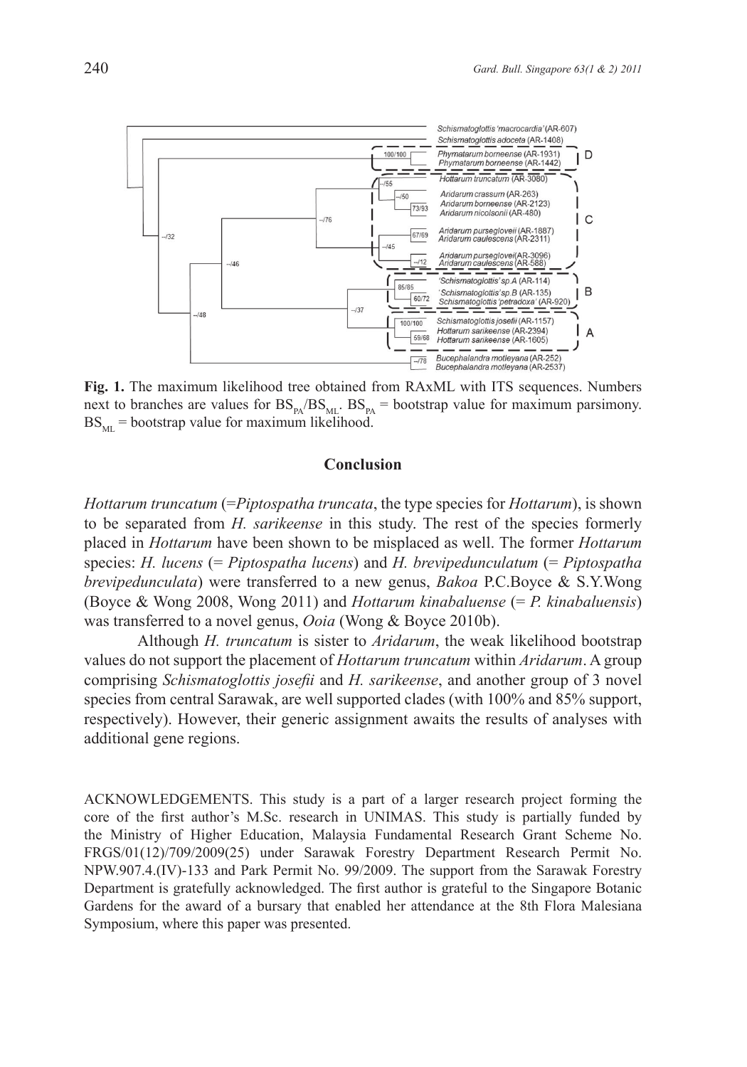**Fig. 1.** The maximum likelihood tree obtained from RAxML with ITS sequences. Numbers next to branches are values for $BS_{PA}/BS_{ML}$. $BS_{PA}$ = bootstrap value for maximum parsimony. $BS_{ML}$ = bootstrap value for maximum likelihood.

## Conclusion

*Hottarum truncatum* (=*Piptospatha truncata*, the type species for *Hottarum*), is shown to be separated from *H. sarikeense* in this study. The rest of the species formerly placed in *Hottarum* have been shown to be misplaced as well. The former *Hottarum* species: *H. lucens* (= *Piptospatha lucens*) and *H. brevipedunculatum* (= *Piptospatha brevipedunculata*) were transferred to a new genus, *Bakoa* P.C.Boyce & S.Y.Wong (Boyce & Wong 2008, Wong 2011) and *Hottarum kinabaluense* (= *P. kinabaluensis*) was transferred to a novel genus, *Ooia* (Wong & Boyce 2010b).

Although *H. truncatum* is sister to *Aridarum*, the weak likelihood bootstrap values do not support the placement of *Hottarum truncatum* within *Aridarum*. A group comprising *Schismatoglottis josefii* and *H. sarikeense*, and another group of 3 novel species from central Sarawak, are well supported clades (with 100% and 85% support, respectively). However, their generic assignment awaits the results of analyses with additional gene regions.

ACKNOWLEDGEMENTS. This study is a part of a larger research project forming the core of the first author's M.Sc. research in UNIMAS. This study is partially funded by the Ministry of Higher Education, Malaysia Fundamental Research Grant Scheme No. FRGS/01(12)/709/2009(25) under Sarawak Forestry Department Research Permit No. NPW.907.4.(IV)-133 and Park Permit No. 99/2009. The support from the Sarawak Forestry Department is gratefully acknowledged. The first author is grateful to the Singapore Botanic Gardens for the award of a bursary that enabled her attendance at the 8th Flora Malesiana Symposium, where this paper was presented.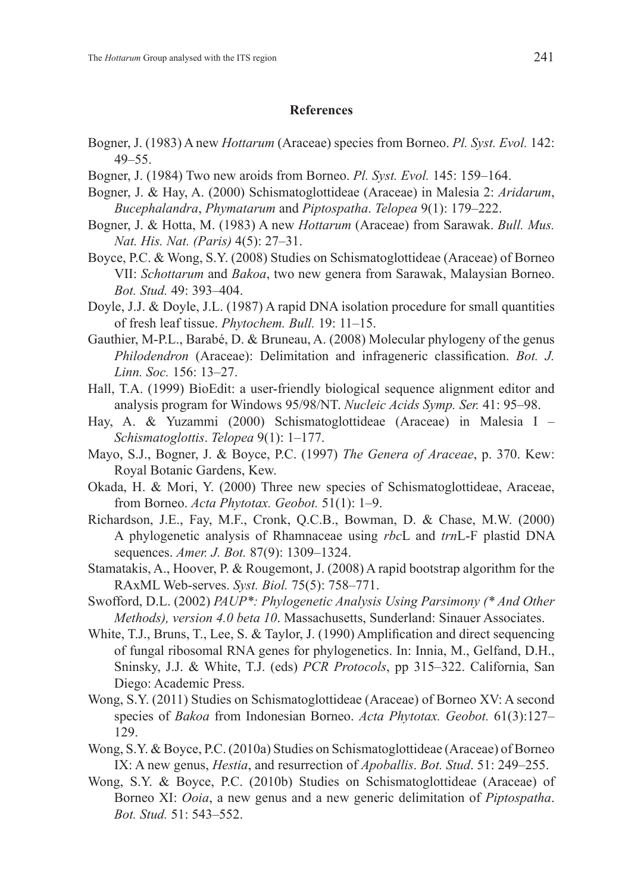## References

Bogner, J. (1983) A new *Hottarum* (Araceae) species from Borneo. *Pl. Syst. Evol.* 142: 49–55.

Bogner, J. (1984) Two new aroids from Borneo. *Pl. Syst. Evol.* 145: 159–164.

Bogner, J. & Hay, A. (2000) Schismatoglottideae (Araceae) in Malesia 2: *Aridarum*, *Bucephalandra*, *Phymatarum* and *Piptospatha*. *Telopea* 9(1): 179–222.

Bogner, J. & Hotta, M. (1983) A new *Hottarum* (Araceae) from Sarawak. *Bull. Mus. Nat. His. Nat. (Paris)* 4(5): 27–31.

Boyce, P.C. & Wong, S.Y. (2008) Studies on Schismatoglottideae (Araceae) of Borneo VII: *Schottarum* and *Bakoa*, two new genera from Sarawak, Malaysian Borneo. *Bot. Stud.* 49: 393–404.

Doyle, J.J. & Doyle, J.L. (1987) A rapid DNA isolation procedure for small quantities of fresh leaf tissue. *Phytochem. Bull.* 19: 11–15.

Gauthier, M-P.L., Barabé, D. & Bruneau, A. (2008) Molecular phylogeny of the genus *Philodendron* (Araceae): Delimitation and infrageneric classification. *Bot. J. Linn. Soc.* 156: 13–27.

Hall, T.A. (1999) BioEdit: a user-friendly biological sequence alignment editor and analysis program for Windows 95/98/NT. *Nucleic Acids Symp. Ser.* 41: 95–98.

Hay, A. & Yuzammi (2000) Schismatoglottideae (Araceae) in Malesia I – *Schismatoglottis*. *Telopea* 9(1): 1–177.

Mayo, S.J., Bogner, J. & Boyce, P.C. (1997) *The Genera of Araceae*, p. 370. Kew: Royal Botanic Gardens, Kew.

Okada, H. & Mori, Y. (2000) Three new species of Schismatoglottideae, Araceae, from Borneo. *Acta Phytotax. Geobot.* 51(1): 1–9.

Richardson, J.E., Fay, M.F., Cronk, Q.C.B., Bowman, D. & Chase, M.W. (2000) A phylogenetic analysis of Rhamnaceae using *rbc*L and *trn*L-F plastid DNA sequences. *Amer. J. Bot.* 87(9): 1309–1324.

Stamatakis, A., Hoover, P. & Rougemont, J. (2008) A rapid bootstrap algorithm for the RAxML Web-serves. *Syst. Biol.* 75(5): 758–771.

Swofford, D.L. (2002) *PAUP\*: Phylogenetic Analysis Using Parsimony (\* And Other Methods), version 4.0 beta 10*. Massachusetts, Sunderland: Sinauer Associates.

White, T.J., Bruns, T., Lee, S. & Taylor, J. (1990) Amplification and direct sequencing of fungal ribosomal RNA genes for phylogenetics. In: Innia, M., Gelfand, D.H., Sninsky, J.J. & White, T.J. (eds) *PCR Protocols*, pp 315–322. California, San Diego: Academic Press.

Wong, S.Y. (2011) Studies on Schismatoglottideae (Araceae) of Borneo XV: A second species of *Bakoa* from Indonesian Borneo. *Acta Phytotax. Geobot.* 61(3):127–129.

Wong, S.Y. & Boyce, P.C. (2010a) Studies on Schismatoglottideae (Araceae) of Borneo IX: A new genus, *Hestia*, and resurrection of *Apoballis*. *Bot. Stud*. 51: 249–255.

Wong, S.Y. & Boyce, P.C. (2010b) Studies on Schismatoglottideae (Araceae) of Borneo XI: *Ooia*, a new genus and a new generic delimitation of *Piptospatha*. *Bot. Stud.* 51: 543–552.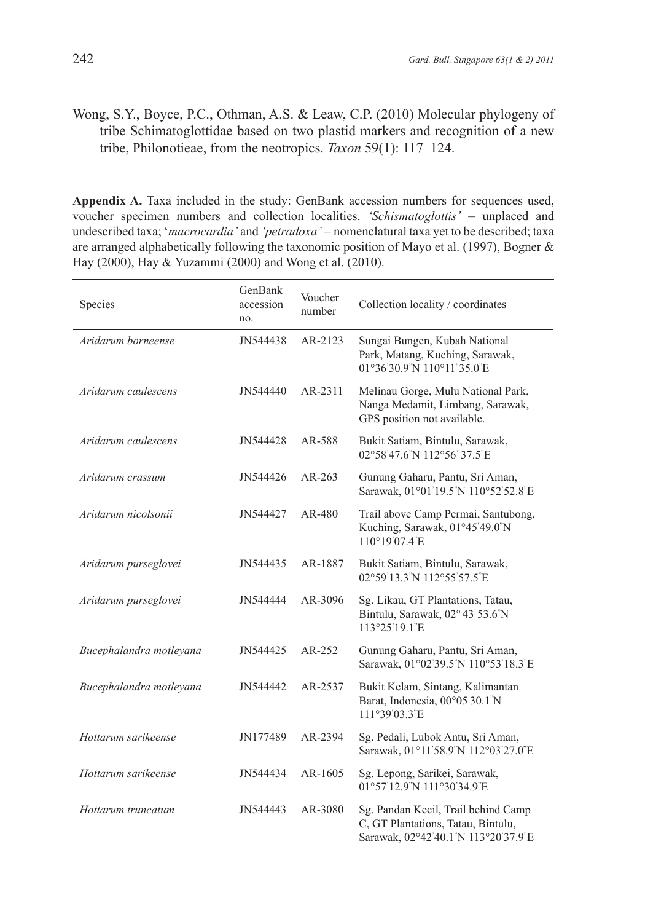Wong, S.Y., Boyce, P.C., Othman, A.S. & Leaw, C.P. (2010) Molecular phylogeny of tribe Schimatoglottidae based on two plastid markers and recognition of a new tribe, Philonotieae, from the neotropics. *Taxon* 59(1): 117–124.

**Appendix A.** Taxa included in the study: GenBank accession numbers for sequences used, voucher specimen numbers and collection localities. *'Schismatoglottis'* = unplaced and undescribed taxa; '*macrocardia'* and *'petradoxa'* = nomenclatural taxa yet to be described; taxa are arranged alphabetically following the taxonomic position of Mayo et al. (1997), Bogner & Hay (2000), Hay & Yuzammi (2000) and Wong et al. (2010).

| Species | GenBank accession no. | Voucher number | Collection locality / coordinates |
|---|---|---|---|
| *Aridarum borneense* | JN544438 | AR-2123 | Sungai Bungen, Kubah National Park, Matang, Kuching, Sarawak, 01°36'30.9"N 110°11'35.0"E |
| *Aridarum caulescens* | JN544440 | AR-2311 | Melinau Gorge, Mulu National Park, Nanga Medamit, Limbang, Sarawak, GPS position not available. |
| *Aridarum caulescens* | JN544428 | AR-588 | Bukit Satiam, Bintulu, Sarawak, 02°58'47.6"N 112°56' 37.5"E |
| *Aridarum crassum* | JN544426 | AR-263 | Gunung Gaharu, Pantu, Sri Aman, Sarawak, 01°01'19.5"N 110°52'52.8"E |
| *Aridarum nicolsonii* | JN544427 | AR-480 | Trail above Camp Permai, Santubong, Kuching, Sarawak, 01°45'49.0"N 110°19'07.4"E |
| *Aridarum purseglovei* | JN544435 | AR-1887 | Bukit Satiam, Bintulu, Sarawak, 02°59'13.3"N 112°55'57.5"E |
| *Aridarum purseglovei* | JN544444 | AR-3096 | Sg. Likau, GT Plantations, Tatau, Bintulu, Sarawak, 02° 43' 53.6"N 113°25'19.1"E |
| *Bucephalandra motleyana* | JN544425 | AR-252 | Gunung Gaharu, Pantu, Sri Aman, Sarawak, 01°02'39.5"N 110°53'18.3"E |
| *Bucephalandra motleyana* | JN544442 | AR-2537 | Bukit Kelam, Sintang, Kalimantan Barat, Indonesia, 00°05'30.1"N 111°39'03.3"E |
| *Hottarum sarikeense* | JN177489 | AR-2394 | Sg. Pedali, Lubok Antu, Sri Aman, Sarawak, 01°11'58.9"N 112°03'27.0"E |
| *Hottarum sarikeense* | JN544434 | AR-1605 | Sg. Lepong, Sarikei, Sarawak, 01°57'12.9"N 111°30'34.9"E |
| *Hottarum truncatum* | JN544443 | AR-3080 | Sg. Pandan Kecil, Trail behind Camp C, GT Plantations, Tatau, Bintulu, Sarawak, 02°42'40.1"N 113°20'37.9"E |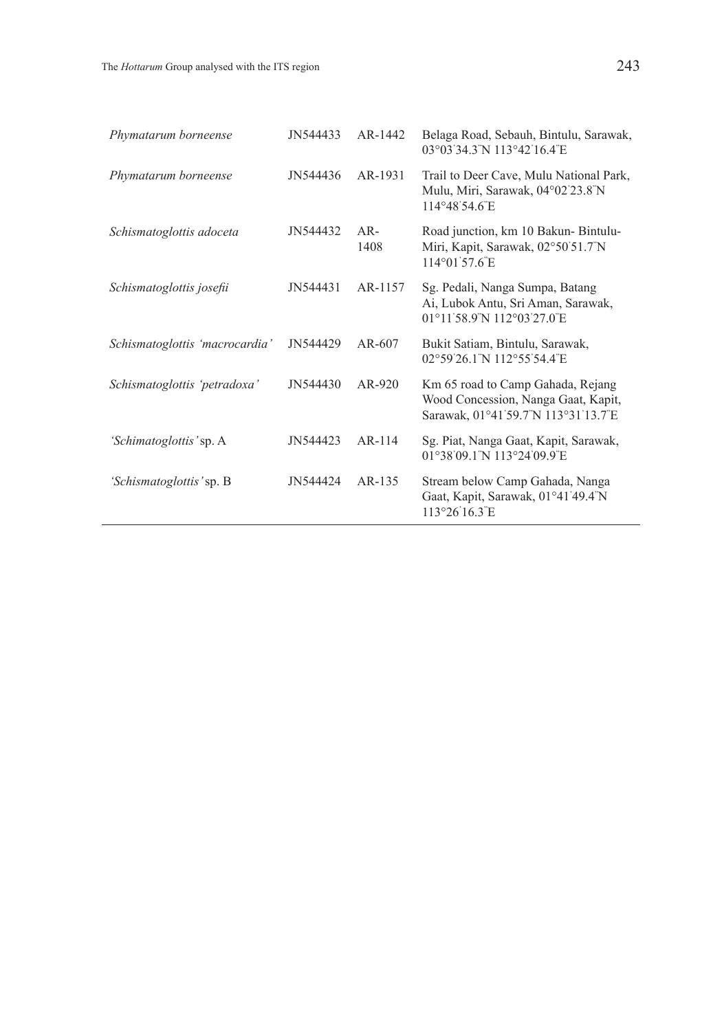| | | | |
|---|---|---|---|
| *Phymatarum borneense* | JN544433 | AR-1442 | Belaga Road, Sebauh, Bintulu, Sarawak, 03°03ˊ34.3ˊˊN 113°42ˊ16.4ˊˊE |
| *Phymatarum borneense* | JN544436 | AR-1931 | Trail to Deer Cave, Mulu National Park, Mulu, Miri, Sarawak, 04°02ˊ23.8ˊˊN 114°48ˊ54.6ˊˊE |
| *Schismatoglottis adoceta* | JN544432 | AR-1408 | Road junction, km 10 Bakun- Bintulu-Miri, Kapit, Sarawak, 02°50ˊ51.7ˊˊN 114°01ˊ57.6ˊˊE |
| *Schismatoglottis josefii* | JN544431 | AR-1157 | Sg. Pedali, Nanga Sumpa, Batang Ai, Lubok Antu, Sri Aman, Sarawak, 01°11ˊ58.9ˊˊN 112°03ˊ27.0ˊˊE |
| *Schismatoglottis 'macrocardia'* | JN544429 | AR-607 | Bukit Satiam, Bintulu, Sarawak, 02°59ˊ26.1ˊˊN 112°55ˊ54.4ˊˊE |
| *Schismatoglottis 'petradoxa'* | JN544430 | AR-920 | Km 65 road to Camp Gahada, Rejang Wood Concession, Nanga Gaat, Kapit, Sarawak, 01°41ˊ59.7ˊˊN 113°31ˊ13.7ˊˊE |
| *'Schimatoglottis'* sp. A | JN544423 | AR-114 | Sg. Piat, Nanga Gaat, Kapit, Sarawak, 01°38ˊ09.1ˊˊN 113°24ˊ09.9ˊˊE |
| *'Schismatoglottis'* sp. B | JN544424 | AR-135 | Stream below Camp Gahada, Nanga Gaat, Kapit, Sarawak, 01°41ˊ49.4ˊˊN 113°26ˊ16.3ˊˊE |